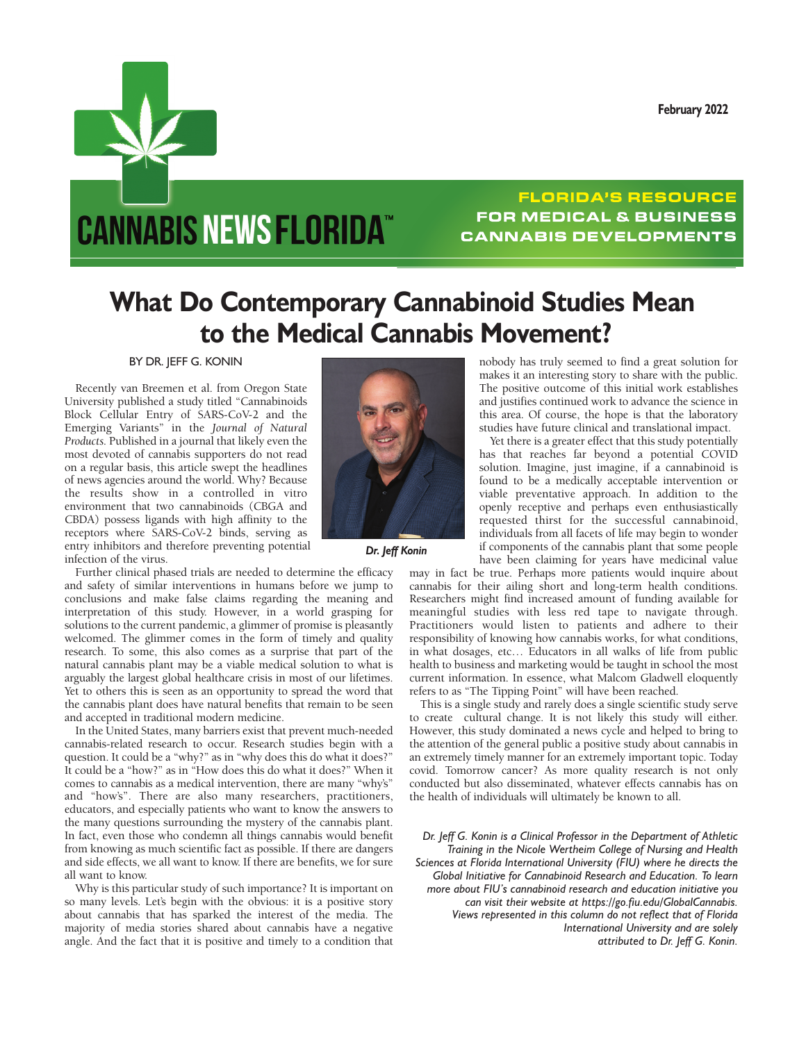# What Do Contemporary Cannabinoid Studies Mean to the Medical Cannabis Movement?

BY DR. JEFF G. KONIN

Recently van Breemen et al. from Oregon State University published a study titled "Cannabinoids Block Cellular Entry of SARS-CoV-2 and the Emerging Variants" in the *Journal of Natural Products*. Published in a journal that likely even the most devoted of cannabis supporters do not read on a regular basis, this article swept the headlines of news agencies around the world. Why? Because the results show in a controlled in vitro environment that two cannabinoids (CBGA and CBDA) possess ligands with high affinity to the receptors where SARS-CoV-2 binds, serving as entry inhibitors and therefore preventing potential infection of the virus.

*Dr. Jeff Konin*

Further clinical phased trials are needed to determine the efficacy and safety of similar interventions in humans before we jump to conclusions and make false claims regarding the meaning and interpretation of this study. However, in a world grasping for solutions to the current pandemic, a glimmer of promise is pleasantly welcomed. The glimmer comes in the form of timely and quality research. To some, this also comes as a surprise that part of the natural cannabis plant may be a viable medical solution to what is arguably the largest global healthcare crisis in most of our lifetimes. Yet to others this is seen as an opportunity to spread the word that the cannabis plant does have natural benefits that remain to be seen and accepted in traditional modern medicine.

In the United States, many barriers exist that prevent much-needed cannabis-related research to occur. Research studies begin with a question. It could be a "why?" as in "why does this do what it does?" It could be a "how?" as in "How does this do what it does?" When it comes to cannabis as a medical intervention, there are many "why's" and "how's". There are also many researchers, practitioners, educators, and especially patients who want to know the answers to the many questions surrounding the mystery of the cannabis plant. In fact, even those who condemn all things cannabis would benefit from knowing as much scientific fact as possible. If there are dangers and side effects, we all want to know. If there are benefits, we for sure all want to know.

Why is this particular study of such importance? It is important on so many levels. Let's begin with the obvious: it is a positive story about cannabis that has sparked the interest of the media. The majority of media stories shared about cannabis have a negative angle. And the fact that it is positive and timely to a condition that nobody has truly seemed to find a great solution for makes it an interesting story to share with the public. The positive outcome of this initial work establishes and justifies continued work to advance the science in this area. Of course, the hope is that the laboratory studies have future clinical and translational impact.

Yet there is a greater effect that this study potentially has that reaches far beyond a potential COVID solution. Imagine, just imagine, if a cannabinoid is found to be a medically acceptable intervention or viable preventative approach. In addition to the openly receptive and perhaps even enthusiastically requested thirst for the successful cannabinoid, individuals from all facets of life may begin to wonder if components of the cannabis plant that some people have been claiming for years have medicinal value may in fact be true. Perhaps more patients would inquire about cannabis for their ailing short and long-term health conditions. Researchers might find increased amount of funding available for meaningful studies with less red tape to navigate through. Practitioners would listen to patients and adhere to their responsibility of knowing how cannabis works, for what conditions, in what dosages, etc… Educators in all walks of life from public health to business and marketing would be taught in school the most current information. In essence, what Malcom Gladwell eloquently refers to as "The Tipping Point" will have been reached.

This is a single study and rarely does a single scientific study serve to create cultural change. It is not likely this study will either. However, this study dominated a news cycle and helped to bring to the attention of the general public a positive study about cannabis in an extremely timely manner for an extremely important topic. Today covid. Tomorrow cancer? As more quality research is not only conducted but also disseminated, whatever effects cannabis has on the health of individuals will ultimately be known to all.

*Dr. Jeff G. Konin is a Clinical Professor in the Department of Athletic Training in the Nicole Wertheim College of Nursing and Health Sciences at Florida International University (FIU) where he directs the Global Initiative for Cannabinoid Research and Education. To learn more about FIU's cannabinoid research and education initiative you can visit their website at https://go.fiu.edu/GlobalCannabis. Views represented in this column do not reflect that of Florida International University and are solely attributed to Dr. Jeff G. Konin.*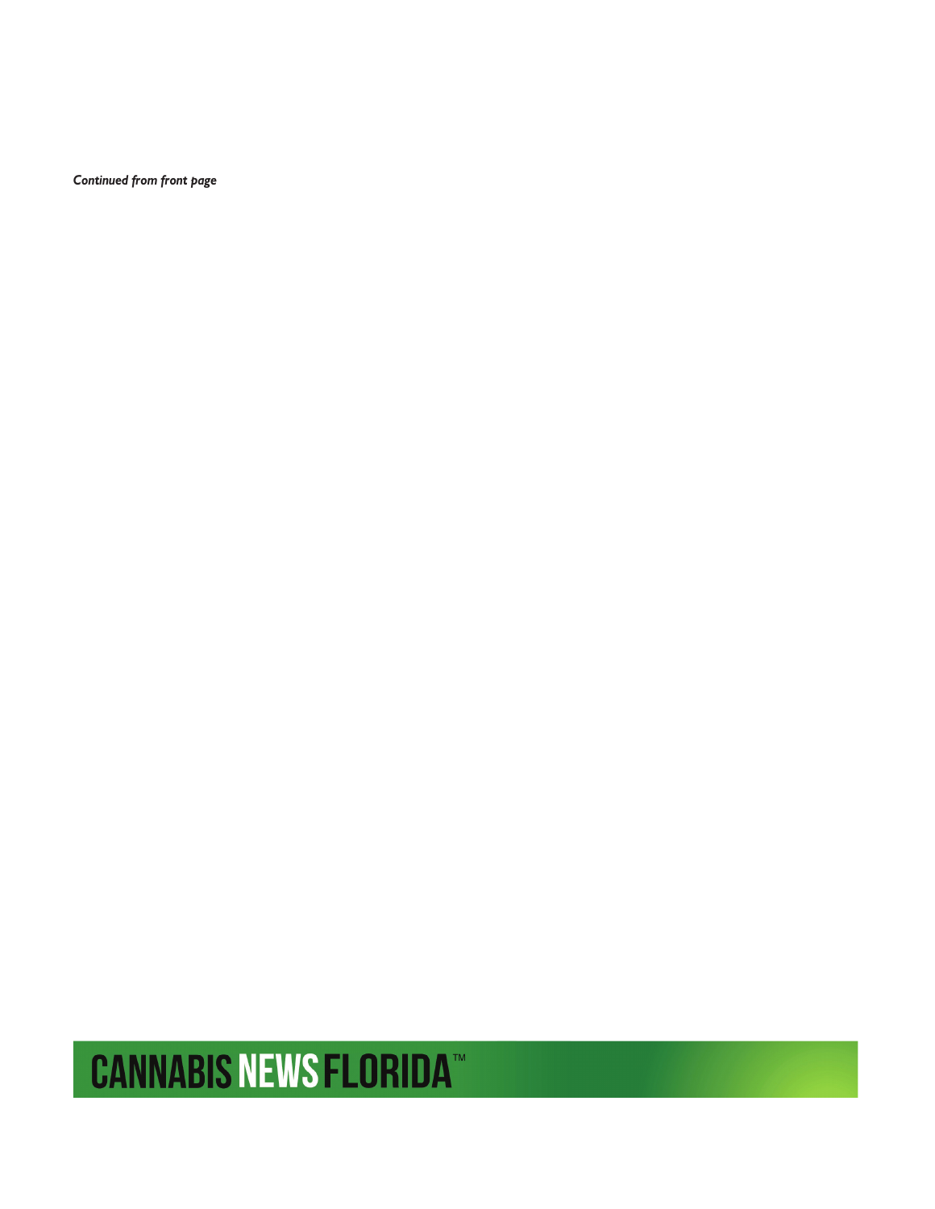*Continued from front page*

CANNABIS NEWS FLORIDA™